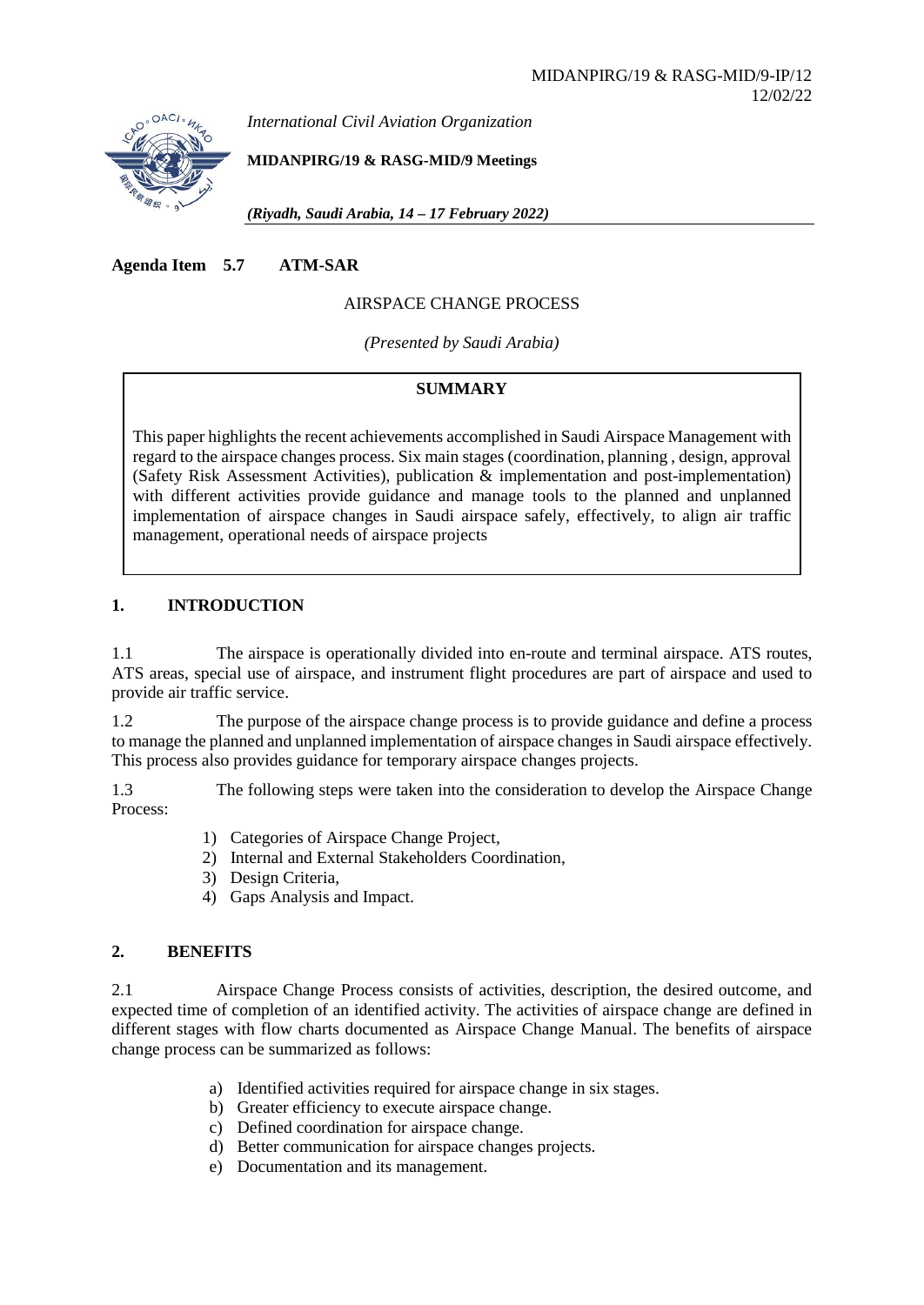MIDANPIRG/19 & RASG-MID/9-IP/12
12/02/22

*International Civil Aviation Organization*

**MIDANPIRG/19 & RASG-MID/9 Meetings**

***(Riyadh, Saudi Arabia, 14 – 17 February 2022)***

**Agenda Item 5.7 ATM-SAR**

AIRSPACE CHANGE PROCESS

*(Presented by Saudi Arabia)*

**SUMMARY**

This paper highlights the recent achievements accomplished in Saudi Airspace Management with regard to the airspace changes process. Six main stages (coordination, planning , design, approval (Safety Risk Assessment Activities), publication & implementation and post-implementation) with different activities provide guidance and manage tools to the planned and unplanned implementation of airspace changes in Saudi airspace safely, effectively, to align air traffic management, operational needs of airspace projects

## 1. INTRODUCTION

1.1 The airspace is operationally divided into en-route and terminal airspace. ATS routes, ATS areas, special use of airspace, and instrument flight procedures are part of airspace and used to provide air traffic service.

1.2 The purpose of the airspace change process is to provide guidance and define a process to manage the planned and unplanned implementation of airspace changes in Saudi airspace effectively. This process also provides guidance for temporary airspace changes projects.

1.3 The following steps were taken into the consideration to develop the Airspace Change Process:

1) Categories of Airspace Change Project,
2) Internal and External Stakeholders Coordination,
3) Design Criteria,
4) Gaps Analysis and Impact.

## 2. BENEFITS

2.1 Airspace Change Process consists of activities, description, the desired outcome, and expected time of completion of an identified activity. The activities of airspace change are defined in different stages with flow charts documented as Airspace Change Manual. The benefits of airspace change process can be summarized as follows:

a) Identified activities required for airspace change in six stages.
b) Greater efficiency to execute airspace change.
c) Defined coordination for airspace change.
d) Better communication for airspace changes projects.
e) Documentation and its management.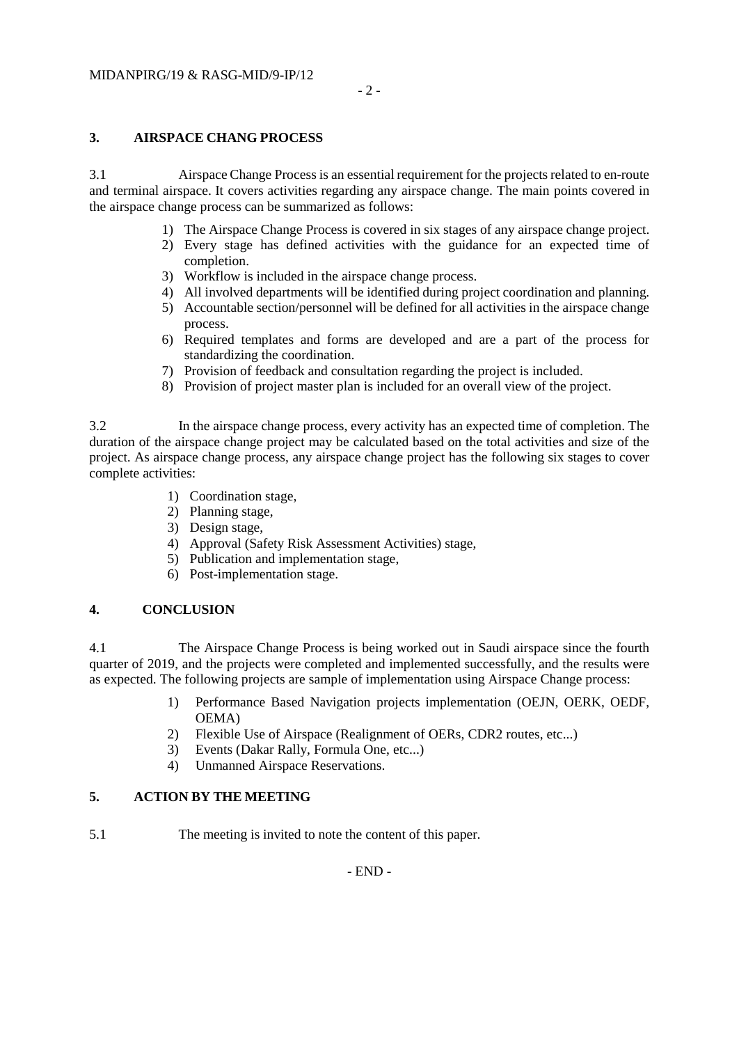## 3. AIRSPACE CHANG PROCESS

3.1 Airspace Change Process is an essential requirement for the projects related to en-route and terminal airspace. It covers activities regarding any airspace change. The main points covered in the airspace change process can be summarized as follows:

1) The Airspace Change Process is covered in six stages of any airspace change project.
2) Every stage has defined activities with the guidance for an expected time of completion.
3) Workflow is included in the airspace change process.
4) All involved departments will be identified during project coordination and planning.
5) Accountable section/personnel will be defined for all activities in the airspace change process.
6) Required templates and forms are developed and are a part of the process for standardizing the coordination.
7) Provision of feedback and consultation regarding the project is included.
8) Provision of project master plan is included for an overall view of the project.

3.2 In the airspace change process, every activity has an expected time of completion. The duration of the airspace change project may be calculated based on the total activities and size of the project. As airspace change process, any airspace change project has the following six stages to cover complete activities:

1) Coordination stage,
2) Planning stage,
3) Design stage,
4) Approval (Safety Risk Assessment Activities) stage,
5) Publication and implementation stage,
6) Post-implementation stage.

## 4. CONCLUSION

4.1 The Airspace Change Process is being worked out in Saudi airspace since the fourth quarter of 2019, and the projects were completed and implemented successfully, and the results were as expected. The following projects are sample of implementation using Airspace Change process:

1) Performance Based Navigation projects implementation (OEJN, OERK, OEDF, OEMA)
2) Flexible Use of Airspace (Realignment of OERs, CDR2 routes, etc...)
3) Events (Dakar Rally, Formula One, etc...)
4) Unmanned Airspace Reservations.

## 5. ACTION BY THE MEETING

5.1 The meeting is invited to note the content of this paper.

- END -